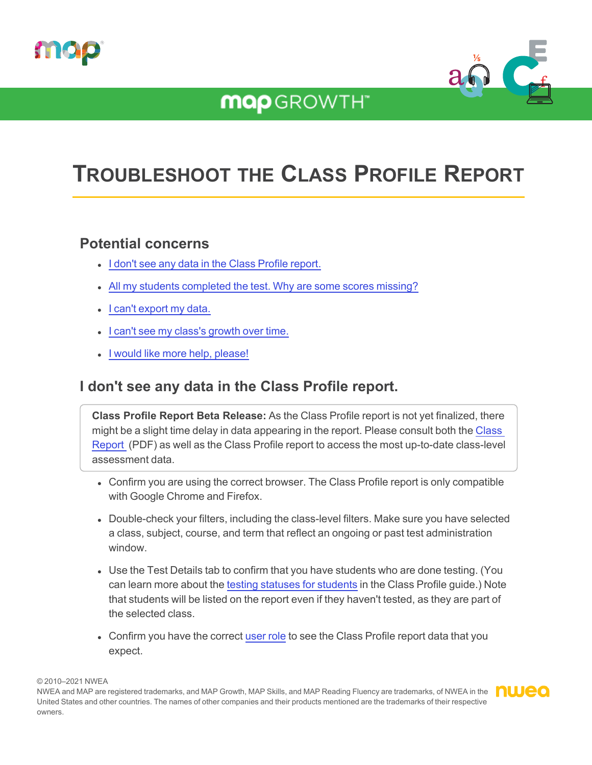# Troubleshoot the Class Profile Report

## Potential concerns

- I don't see any data in the Class Profile report.
- All my students completed the test. Why are some scores missing?
- I can't export my data.
- I can't see my class's growth over time.
- I would like more help, please!

## I don't see any data in the Class Profile report.

**Class Profile Report Beta Release:** As the Class Profile report is not yet finalized, there might be a slight time delay in data appearing in the report. Please consult both the Class Report (PDF) as well as the Class Profile report to access the most up-to-date class-level assessment data.

- Confirm you are using the correct browser. The Class Profile report is only compatible with Google Chrome and Firefox.
- Double-check your filters, including the class-level filters. Make sure you have selected a class, subject, course, and term that reflect an ongoing or past test administration window.
- Use the Test Details tab to confirm that you have students who are done testing. (You can learn more about the testing statuses for students in the Class Profile guide.) Note that students will be listed on the report even if they haven't tested, as they are part of the selected class.
- Confirm you have the correct user role to see the Class Profile report data that you expect.

© 2010–2021 NWEA
NWEA and MAP are registered trademarks, and MAP Growth, MAP Skills, and MAP Reading Fluency are trademarks, of NWEA in the United States and other countries. The names of other companies and their products mentioned are the trademarks of their respective owners.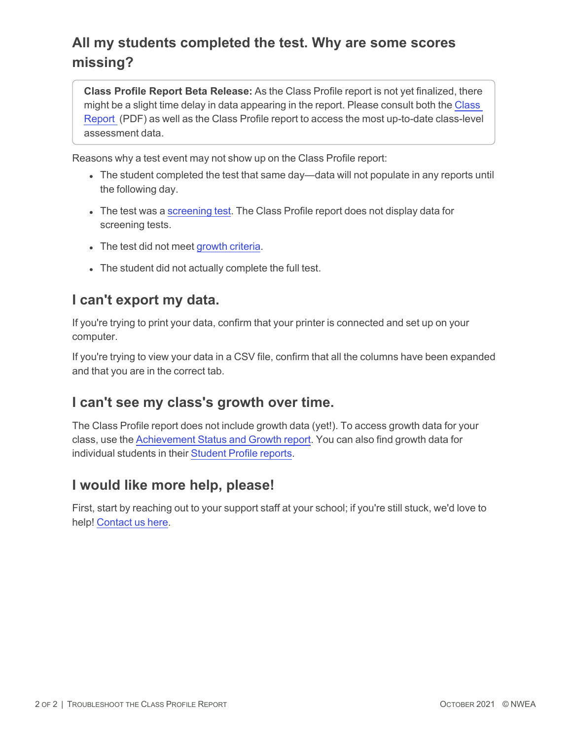## All my students completed the test. Why are some scores missing?

> **Class Profile Report Beta Release:** As the Class Profile report is not yet finalized, there might be a slight time delay in data appearing in the report. Please consult both the Class Report (PDF) as well as the Class Profile report to access the most up-to-date class-level assessment data.

Reasons why a test event may not show up on the Class Profile report:

- The student completed the test that same day—data will not populate in any reports until the following day.
- The test was a screening test. The Class Profile report does not display data for screening tests.
- The test did not meet growth criteria.
- The student did not actually complete the full test.

### I can't export my data.

If you're trying to print your data, confirm that your printer is connected and set up on your computer.

If you're trying to view your data in a CSV file, confirm that all the columns have been expanded and that you are in the correct tab.

### I can't see my class's growth over time.

The Class Profile report does not include growth data (yet!). To access growth data for your class, use the Achievement Status and Growth report. You can also find growth data for individual students in their Student Profile reports.

### I would like more help, please!

First, start by reaching out to your support staff at your school; if you're still stuck, we'd love to help! Contact us here.